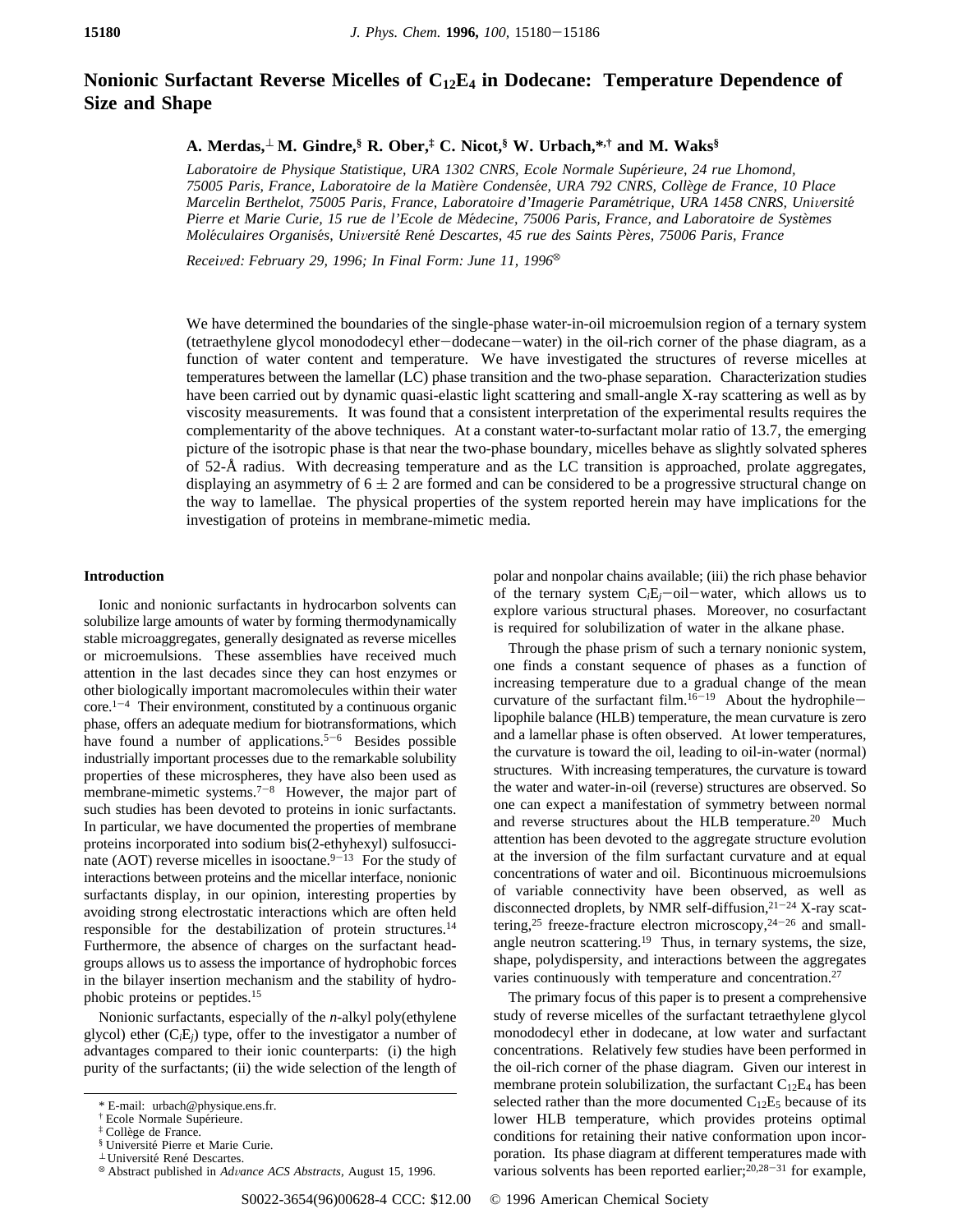// Nonionic Surfactant Reverse Micelles of $C_{12}E_4$ in Dodecane: Temperature Dependence of Size and Shape

**A. Merdas,[⊥] M. Gindre,[§] R. Ober,[‡] C. Nicot,[§] W. Urbach,[*,†] and M. Waks[§]**

*Laboratoire de Physique Statistique, URA 1302 CNRS, Ecole Normale Supérieure, 24 rue Lhomond, 75005 Paris, France, Laboratoire de la Matière Condensée, URA 792 CNRS, Collège de France, 10 Place Marcelin Berthelot, 75005 Paris, France, Laboratoire d'Imagerie Paramétrique, URA 1458 CNRS, Université Pierre et Marie Curie, 15 rue de l'Ecole de Médecine, 75006 Paris, France, and Laboratoire de Systèmes Moléculaires Organisés, Université René Descartes, 45 rue des Saints Pères, 75006 Paris, France*

*Received: February 29, 1996; In Final Form: June 11, 1996[⊗]*

We have determined the boundaries of the single-phase water-in-oil microemulsion region of a ternary system (tetraethylene glycol monododecyl ether−dodecane−water) in the oil-rich corner of the phase diagram, as a function of water content and temperature. We have investigated the structures of reverse micelles at temperatures between the lamellar (LC) phase transition and the two-phase separation. Characterization studies have been carried out by dynamic quasi-elastic light scattering and small-angle X-ray scattering as well as by viscosity measurements. It was found that a consistent interpretation of the experimental results requires the complementarity of the above techniques. At a constant water-to-surfactant molar ratio of 13.7, the emerging picture of the isotropic phase is that near the two-phase boundary, micelles behave as slightly solvated spheres of 52-Å radius. With decreasing temperature and as the LC transition is approached, prolate aggregates, displaying an asymmetry of $6 \pm 2$ are formed and can be considered to be a progressive structural change on the way to lamellae. The physical properties of the system reported herein may have implications for the investigation of proteins in membrane-mimetic media.

## Introduction

Ionic and nonionic surfactants in hydrocarbon solvents can solubilize large amounts of water by forming thermodynamically stable microaggregates, generally designated as reverse micelles or microemulsions. These assemblies have received much attention in the last decades since they can host enzymes or other biologically important macromolecules within their water core.[1−4] Their environment, constituted by a continuous organic phase, offers an adequate medium for biotransformations, which have found a number of applications.[5−6] Besides possible industrially important processes due to the remarkable solubility properties of these microspheres, they have also been used as membrane-mimetic systems.[7−8] However, the major part of such studies has been devoted to proteins in ionic surfactants. In particular, we have documented the properties of membrane proteins incorporated into sodium bis(2-ethyhexyl) sulfosuccinate (AOT) reverse micelles in isooctane.[9−13] For the study of interactions between proteins and the micellar interface, nonionic surfactants display, in our opinion, interesting properties by avoiding strong electrostatic interactions which are often held responsible for the destabilization of protein structures.[14] Furthermore, the absence of charges on the surfactant headgroups allows us to assess the importance of hydrophobic forces in the bilayer insertion mechanism and the stability of hydrophobic proteins or peptides.[15]

Nonionic surfactants, especially of the *n*-alkyl poly(ethylene glycol) ether ($C_iE_j$) type, offer to the investigator a number of advantages compared to their ionic counterparts: (i) the high purity of the surfactants; (ii) the wide selection of the length of polar and nonpolar chains available; (iii) the rich phase behavior of the ternary system $C_iE_j$−oil−water, which allows us to explore various structural phases. Moreover, no cosurfactant is required for solubilization of water in the alkane phase.

Through the phase prism of such a ternary nonionic system, one finds a constant sequence of phases as a function of increasing temperature due to a gradual change of the mean curvature of the surfactant film.[16−19] About the hydrophile−lipophile balance (HLB) temperature, the mean curvature is zero and a lamellar phase is often observed. At lower temperatures, the curvature is toward the oil, leading to oil-in-water (normal) structures. With increasing temperatures, the curvature is toward the water and water-in-oil (reverse) structures are observed. So one can expect a manifestation of symmetry between normal and reverse structures about the HLB temperature.[20] Much attention has been devoted to the aggregate structure evolution at the inversion of the film surfactant curvature and at equal concentrations of water and oil. Bicontinuous microemulsions of variable connectivity have been observed, as well as disconnected droplets, by NMR self-diffusion,[21−24] X-ray scattering,[25] freeze-fracture electron microscopy,[24−26] and small-angle neutron scattering.[19] Thus, in ternary systems, the size, shape, polydispersity, and interactions between the aggregates varies continuously with temperature and concentration.[27]

The primary focus of this paper is to present a comprehensive study of reverse micelles of the surfactant tetraethylene glycol monododecyl ether in dodecane, at low water and surfactant concentrations. Relatively few studies have been performed in the oil-rich corner of the phase diagram. Given our interest in membrane protein solubilization, the surfactant $C_{12}E_4$ has been selected rather than the more documented $C_{12}E_5$ because of its lower HLB temperature, which provides proteins optimal conditions for retaining their native conformation upon incorporation. Its phase diagram at different temperatures made with various solvents has been reported earlier;[20,28−31] for example,

---

\* E-mail: urbach@physique.ens.fr.
† Ecole Normale Supérieure.
‡ Collège de France.
§ Université Pierre et Marie Curie.
⊥ Université René Descartes.
⊗ Abstract published in *Advance ACS Abstracts,* August 15, 1996.

S0022-3654(96)00628-4 CCC: $12.00 © 1996 American Chemical Society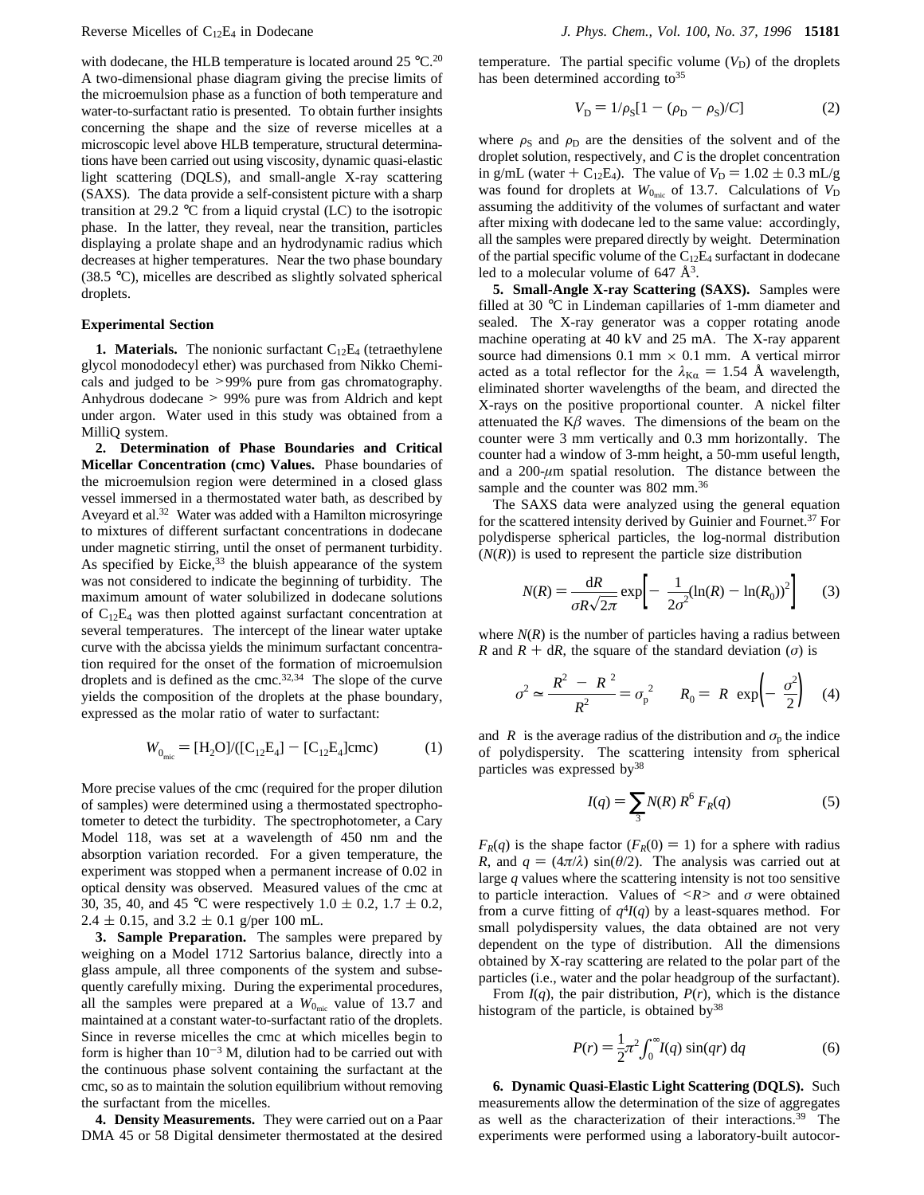with dodecane, the HLB temperature is located around 25 °C.[20] A two-dimensional phase diagram giving the precise limits of the microemulsion phase as a function of both temperature and water-to-surfactant ratio is presented. To obtain further insights concerning the shape and the size of reverse micelles at a microscopic level above HLB temperature, structural determinations have been carried out using viscosity, dynamic quasi-elastic light scattering (DQLS), and small-angle X-ray scattering (SAXS). The data provide a self-consistent picture with a sharp transition at 29.2 °C from a liquid crystal (LC) to the isotropic phase. In the latter, they reveal, near the transition, particles displaying a prolate shape and an hydrodynamic radius which decreases at higher temperatures. Near the two phase boundary (38.5 °C), micelles are described as slightly solvated spherical droplets.

## Experimental Section

**1. Materials.** The nonionic surfactant $C_{12}E_4$ (tetraethylene glycol monododecyl ether) was purchased from Nikko Chemicals and judged to be >99% pure from gas chromatography. Anhydrous dodecane > 99% pure was from Aldrich and kept under argon. Water used in this study was obtained from a MilliQ system.

**2. Determination of Phase Boundaries and Critical Micellar Concentration (cmc) Values.** Phase boundaries of the microemulsion region were determined in a closed glass vessel immersed in a thermostated water bath, as described by Aveyard et al.[32] Water was added with a Hamilton microsyringe to mixtures of different surfactant concentrations in dodecane under magnetic stirring, until the onset of permanent turbidity. As specified by Eicke,[33] the bluish appearance of the system was not considered to indicate the beginning of turbidity. The maximum amount of water solubilized in dodecane solutions of $C_{12}E_4$ was then plotted against surfactant concentration at several temperatures. The intercept of the linear water uptake curve with the abcissa yields the minimum surfactant concentration required for the onset of the formation of microemulsion droplets and is defined as the cmc.[32,34] The slope of the curve yields the composition of the droplets at the phase boundary, expressed as the molar ratio of water to surfactant:

$$W_{0_{mic}} = [H_2O]/([C_{12}E_4] - [C_{12}E_4]cmc) \tag{1}$$

More precise values of the cmc (required for the proper dilution of samples) were determined using a thermostated spectrophotometer to detect the turbidity. The spectrophotometer, a Cary Model 118, was set at a wavelength of 450 nm and the absorption variation recorded. For a given temperature, the experiment was stopped when a permanent increase of 0.02 in optical density was observed. Measured values of the cmc at 30, 35, 40, and 45 °C were respectively 1.0 ± 0.2, 1.7 ± 0.2, 2.4 ± 0.15, and 3.2 ± 0.1 g/per 100 mL.

**3. Sample Preparation.** The samples were prepared by weighing on a Model 1712 Sartorius balance, directly into a glass ampule, all three components of the system and subsequently carefully mixing. During the experimental procedures, all the samples were prepared at a $W_{0_{mic}}$ value of 13.7 and maintained at a constant water-to-surfactant ratio of the droplets. Since in reverse micelles the cmc at which micelles begin to form is higher than $10^{-3}$ M, dilution had to be carried out with the continuous phase solvent containing the surfactant at the cmc, so as to maintain the solution equilibrium without removing the surfactant from the micelles.

**4. Density Measurements.** They were carried out on a Paar DMA 45 or 58 Digital densimeter thermostated at the desired temperature. The partial specific volume ($V_D$) of the droplets has been determined according to[35]

$$V_D = 1/\rho_S[1 - (\rho_D - \rho_S)/C] \tag{2}$$

where $\rho_S$ and $\rho_D$ are the densities of the solvent and of the droplet solution, respectively, and $C$ is the droplet concentration in g/mL (water + $C_{12}E_4$). The value of $V_D = 1.02 \pm 0.3$ mL/g was found for droplets at $W_{0_{mic}}$ of 13.7. Calculations of $V_D$ assuming the additivity of the volumes of surfactant and water after mixing with dodecane led to the same value: accordingly, all the samples were prepared directly by weight. Determination of the partial specific volume of the $C_{12}E_4$ surfactant in dodecane led to a molecular volume of 647 Å$^3$.

**5. Small-Angle X-ray Scattering (SAXS).** Samples were filled at 30 °C in Lindeman capillaries of 1-mm diameter and sealed. The X-ray generator was a copper rotating anode machine operating at 40 kV and 25 mA. The X-ray apparent source had dimensions 0.1 mm × 0.1 mm. A vertical mirror acted as a total reflector for the $\lambda_{K\alpha} = 1.54$ Å wavelength, eliminated shorter wavelengths of the beam, and directed the X-rays on the positive proportional counter. A nickel filter attenuated the K$\beta$ waves. The dimensions of the beam on the counter were 3 mm vertically and 0.3 mm horizontally. The counter had a window of 3-mm height, a 50-mm useful length, and a 200-$\mu$m spatial resolution. The distance between the sample and the counter was 802 mm.[36]

The SAXS data were analyzed using the general equation for the scattered intensity derived by Guinier and Fournet.[37] For polydisperse spherical particles, the log-normal distribution ($N(R)$) is used to represent the particle size distribution

$$N(R) = \frac{dR}{\sigma R\sqrt{2\pi}} \exp\left[-\frac{1}{2\sigma^2}(\ln(R) - \ln(R_0))^2\right] \tag{3}$$

where $N(R)$ is the number of particles having a radius between $R$ and $R + dR$, the square of the standard deviation ($\sigma$) is

$$\sigma^2 \simeq \frac{\langle R^2\rangle - \langle R\rangle^2}{\langle R\rangle^2} = \sigma_p^{\ 2} \qquad R_0 = \langle R\rangle \exp\left(-\frac{\sigma^2}{2}\right) \tag{4}$$

and $\langle R\rangle$ is the average radius of the distribution and $\sigma_p$ the indice of polydispersity. The scattering intensity from spherical particles was expressed by[38]

$$I(q) = \sum_3 N(R)\, R^6\, F_R(q) \tag{5}$$

$F_R(q)$ is the shape factor ($F_R(0) = 1$) for a sphere with radius $R$, and $q = (4\pi/\lambda)\sin(\theta/2)$. The analysis was carried out at large $q$ values where the scattering intensity is not too sensitive to particle interaction. Values of $<R>$ and $\sigma$ were obtained from a curve fitting of $q^4I(q)$ by a least-squares method. For small polydispersity values, the data obtained are not very dependent on the type of distribution. All the dimensions obtained by X-ray scattering are related to the polar part of the particles (i.e., water and the polar headgroup of the surfactant).

From $I(q)$, the pair distribution, $P(r)$, which is the distance histogram of the particle, is obtained by[38]

$$P(r) = \frac{1}{2}\pi^2 \int_0^\infty I(q)\sin(qr)\, dq \tag{6}$$

**6. Dynamic Quasi-Elastic Light Scattering (DQLS).** Such measurements allow the determination of the size of aggregates as well as the characterization of their interactions.[39] The experiments were performed using a laboratory-built autocor-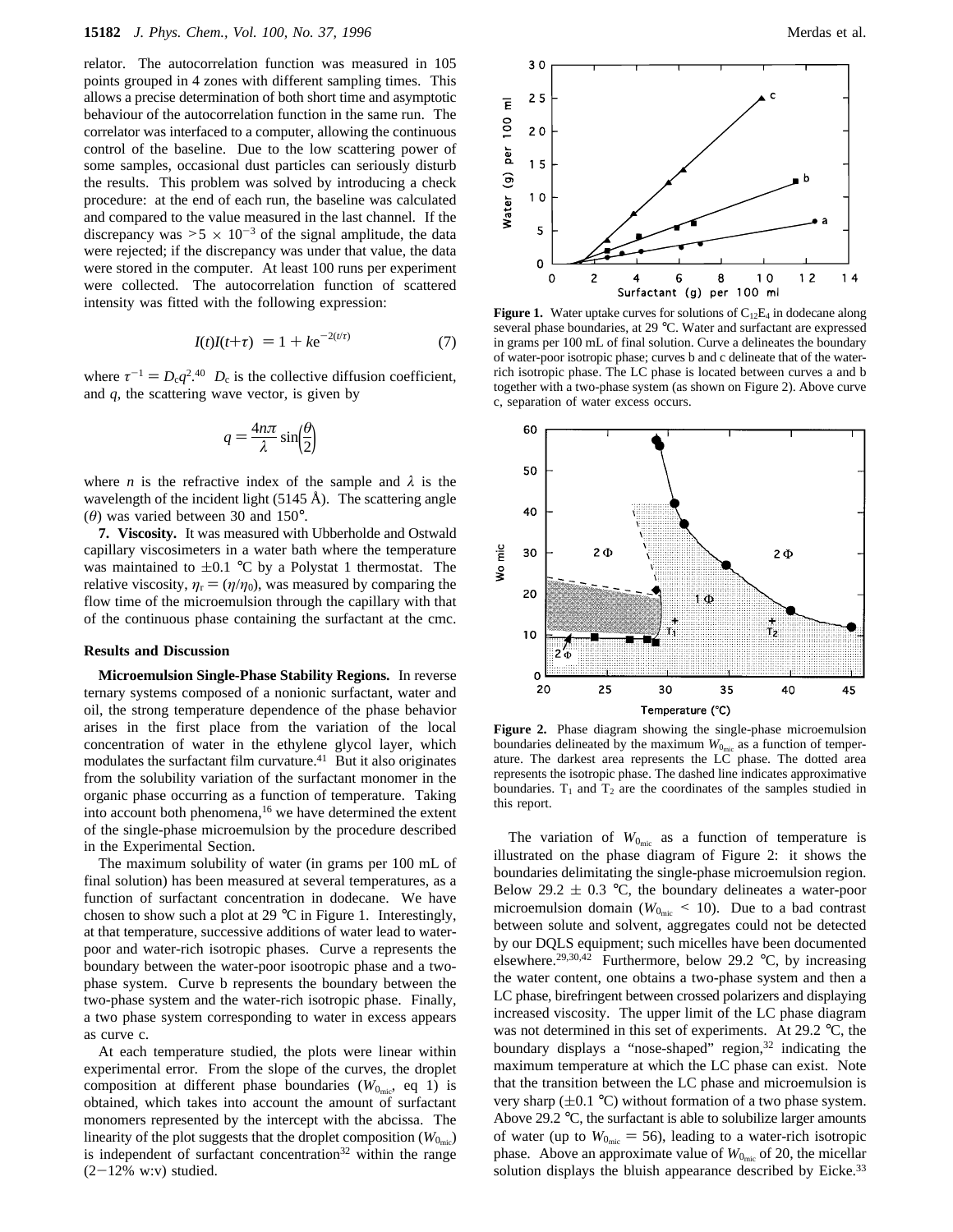relator. The autocorrelation function was measured in 105 points grouped in 4 zones with different sampling times. This allows a precise determination of both short time and asymptotic behaviour of the autocorrelation function in the same run. The correlator was interfaced to a computer, allowing the continuous control of the baseline. Due to the low scattering power of some samples, occasional dust particles can seriously disturb the results. This problem was solved by introducing a check procedure: at the end of each run, the baseline was calculated and compared to the value measured in the last channel. If the discrepancy was $>5 \times 10^{-3}$ of the signal amplitude, the data were rejected; if the discrepancy was under that value, the data were stored in the computer. At least 100 runs per experiment were collected. The autocorrelation function of scattered intensity was fitted with the following expression:

$$I(t)I(t+\tau) = 1 + k\mathrm{e}^{-2(t/\tau)} \qquad (7)$$

where $\tau^{-1} = D_c q^2$.[40] $D_c$ is the collective diffusion coefficient, and $q$, the scattering wave vector, is given by

$$q = \frac{4n\pi}{\lambda}\sin\left(\frac{\theta}{2}\right)$$

where $n$ is the refractive index of the sample and $\lambda$ is the wavelength of the incident light (5145 Å). The scattering angle ($\theta$) was varied between 30 and 150°.

**7. Viscosity.** It was measured with Ubberholde and Ostwald capillary viscosimeters in a water bath where the temperature was maintained to ±0.1 °C by a Polystat 1 thermostat. The relative viscosity, $\eta_r = (\eta/\eta_0)$, was measured by comparing the flow time of the microemulsion through the capillary with that of the continuous phase containing the surfactant at the cmc.

### Results and Discussion

**Microemulsion Single-Phase Stability Regions.** In reverse ternary systems composed of a nonionic surfactant, water and oil, the strong temperature dependence of the phase behavior arises in the first place from the variation of the local concentration of water in the ethylene glycol layer, which modulates the surfactant film curvature.[41] But it also originates from the solubility variation of the surfactant monomer in the organic phase occurring as a function of temperature. Taking into account both phenomena,[16] we have determined the extent of the single-phase microemulsion by the procedure described in the Experimental Section.

The maximum solubility of water (in grams per 100 mL of final solution) has been measured at several temperatures, as a function of surfactant concentration in dodecane. We have chosen to show such a plot at 29 °C in Figure 1. Interestingly, at that temperature, successive additions of water lead to water-poor and water-rich isotropic phases. Curve a represents the boundary between the water-poor isootropic phase and a two-phase system. Curve b represents the boundary between the two-phase system and the water-rich isotropic phase. Finally, a two phase system corresponding to water in excess appears as curve c.

At each temperature studied, the plots were linear within experimental error. From the slope of the curves, the droplet composition at different phase boundaries ($W_{0_{mic}}$, eq 1) is obtained, which takes into account the amount of surfactant monomers represented by the intercept with the abcissa. The linearity of the plot suggests that the droplet composition ($W_{0_{mic}}$) is independent of surfactant concentration[32] within the range (2−12% w:v) studied.

Water (g) per 100 ml
Surfactant (g) per 100 ml
0 2 4 6 8 10 12 14
0 5 10 15 20 25 30
a
b
c

**Figure 1.** Water uptake curves for solutions of $C_{12}E_4$ in dodecane along several phase boundaries, at 29 °C. Water and surfactant are expressed in grams per 100 mL of final solution. Curve a delineates the boundary of water-poor isotropic phase; curves b and c delineate that of the water-rich isotropic phase. The LC phase is located between curves a and b together with a two-phase system (as shown on Figure 2). Above curve c, separation of water excess occurs.

Wo mic
Temperature (°C)
20 25 30 35 40 45
0 10 20 30 40 50 60
2 Φ
2 Φ
1 Φ
2 Φ
T1
T2

**Figure 2.** Phase diagram showing the single-phase microemulsion boundaries delineated by the maximum $W_{0_{mic}}$ as a function of temperature. The darkest area represents the LC phase. The dotted area represents the isotropic phase. The dashed line indicates approximative boundaries. $T_1$ and $T_2$ are the coordinates of the samples studied in this report.

The variation of $W_{0_{mic}}$ as a function of temperature is illustrated on the phase diagram of Figure 2: it shows the boundaries delimitating the single-phase microemulsion region. Below 29.2 ± 0.3 °C, the boundary delineates a water-poor microemulsion domain ($W_{0_{mic}} < 10$). Due to a bad contrast between solute and solvent, aggregates could not be detected by our DQLS equipment; such micelles have been documented elsewhere.[29,30,42] Furthermore, below 29.2 °C, by increasing the water content, one obtains a two-phase system and then a LC phase, birefringent between crossed polarizers and displaying increased viscosity. The upper limit of the LC phase diagram was not determined in this set of experiments. At 29.2 °C, the boundary displays a "nose-shaped" region,[32] indicating the maximum temperature at which the LC phase can exist. Note that the transition between the LC phase and microemulsion is very sharp (±0.1 °C) without formation of a two phase system. Above 29.2 °C, the surfactant is able to solubilize larger amounts of water (up to $W_{0_{mic}} = 56$), leading to a water-rich isotropic phase. Above an approximate value of $W_{0_{mic}}$ of 20, the micellar solution displays the bluish appearance described by Eicke.[33]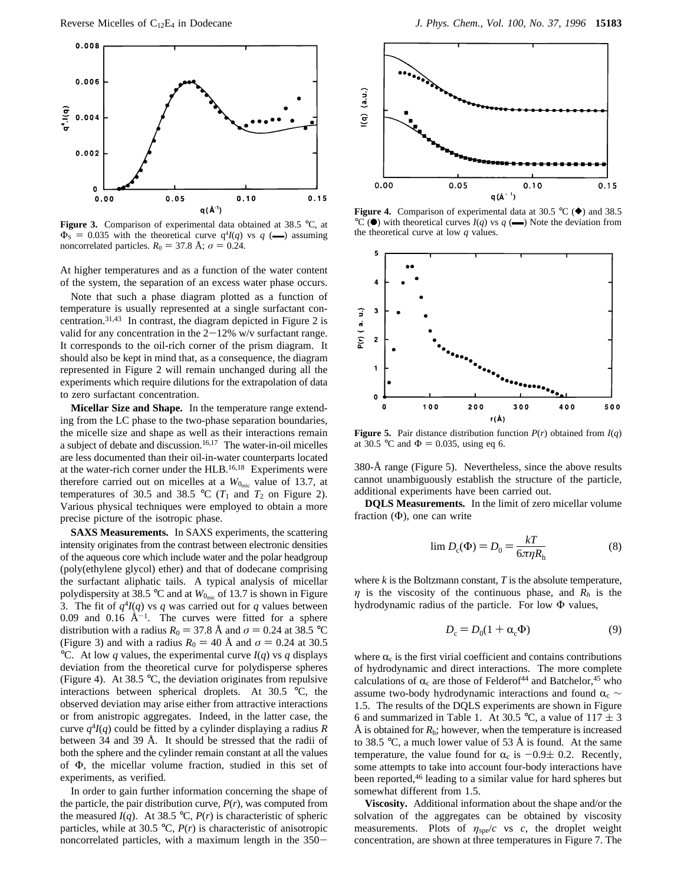0.008

0.006

0.004

0.002

0

0.00 0.05 0.10 0.15

$q^4 \cdot I(q)$

q (Å$^{-1}$)

**Figure 3.** Comparison of experimental data obtained at 38.5 °C, at $\Phi_S = 0.035$ with the theoretical curve $q^4I(q)$ vs $q$ (—) assuming noncorrelated particles. $R_0 = 37.8$ Å; $\sigma = 0.24$.

At higher temperatures and as a function of the water content of the system, the separation of an excess water phase occurs.

Note that such a phase diagram plotted as a function of temperature is usually represented at a single surfactant concentration.[31,43] In contrast, the diagram depicted in Figure 2 is valid for any concentration in the 2–12% w/v surfactant range. It corresponds to the oil-rich corner of the prism diagram. It should also be kept in mind that, as a consequence, the diagram represented in Figure 2 will remain unchanged during all the experiments which require dilutions for the extrapolation of data to zero surfactant concentration.

**Micellar Size and Shape.** In the temperature range extending from the LC phase to the two-phase separation boundaries, the micelle size and shape as well as their interactions remain a subject of debate and discussion.[16,17] The water-in-oil micelles are less documented than their oil-in-water counterparts located at the water-rich corner under the HLB.[16,18] Experiments were therefore carried out on micelles at a $W_{0_{mic}}$ value of 13.7, at temperatures of 30.5 and 38.5 °C ($T_1$ and $T_2$ on Figure 2). Various physical techniques were employed to obtain a more precise picture of the isotropic phase.

**SAXS Measurements.** In SAXS experiments, the scattering intensity originates from the contrast between electronic densities of the aqueous core which include water and the polar headgroup (poly(ethylene glycol) ether) and that of dodecane comprising the surfactant aliphatic tails. A typical analysis of micellar polydispersity at 38.5 °C and at $W_{0_{mic}}$ of 13.7 is shown in Figure 3. The fit of $q^4I(q)$ vs $q$ was carried out for $q$ values between 0.09 and 0.16 Å$^{-1}$. The curves were fitted for a sphere distribution with a radius $R_0 = 37.8$ Å and $\sigma = 0.24$ at 38.5 °C (Figure 3) and with a radius $R_0 = 40$ Å and $\sigma = 0.24$ at 30.5 °C. At low $q$ values, the experimental curve $I(q)$ vs $q$ displays deviation from the theoretical curve for polydisperse spheres (Figure 4). At 38.5 °C, the deviation originates from repulsive interactions between spherical droplets. At 30.5 °C, the observed deviation may arise either from attractive interactions or from anistropic aggregates. Indeed, in the latter case, the curve $q^4I(q)$ could be fitted by a cylinder displaying a radius $R$ between 34 and 39 Å. It should be stressed that the radii of both the sphere and the cylinder remain constant at all the values of $\Phi$, the micellar volume fraction, studied in this set of experiments, as verified.

In order to gain further information concerning the shape of the particle, the pair distribution curve, $P(r)$, was computed from the measured $I(q)$. At 38.5 °C, $P(r)$ is characteristic of spheric particles, while at 30.5 °C, $P(r)$ is characteristic of anisotropic noncorrelated particles, with a maximum length in the 350–380-Å range (Figure 5). Nevertheless, since the above results cannot unambiguously establish the structure of the particle, additional experiments have been carried out.

I(q) (a.u.)

0.00 0.05 0.10 0.15

q (Å$^{-1}$)

**Figure 4.** Comparison of experimental data at 30.5 °C (◆) and 38.5 °C (●) with theoretical curves $I(q)$ vs $q$ (—) Note the deviation from the theoretical curve at low $q$ values.

5

4

3

2

1

0

0 100 200 300 400 500

P(r) ( a. u.)

r(Å)

**Figure 5.** Pair distance distribution function $P(r)$ obtained from $I(q)$ at 30.5 °C and $\Phi = 0.035$, using eq 6.

**DQLS Measurements.** In the limit of zero micellar volume fraction ($\Phi$), one can write

$$\lim D_c(\Phi) = D_0 = \frac{kT}{6\pi\eta R_h} \tag{8}$$

where $k$ is the Boltzmann constant, $T$ is the absolute temperature, $\eta$ is the viscosity of the continuous phase, and $R_h$ is the hydrodynamic radius of the particle. For low $\Phi$ values,

$$D_c = D_0(1 + \alpha_c\Phi) \tag{9}$$

where $\alpha_c$ is the first virial coefficient and contains contributions of hydrodynamic and direct interactions. The more complete calculations of $\alpha_c$ are those of Felderof[44] and Batchelor,[45] who assume two-body hydrodynamic interactions and found $\alpha_c \sim 1.5$. The results of the DQLS experiments are shown in Figure 6 and summarized in Table 1. At 30.5 °C, a value of 117 ± 3 Å is obtained for $R_h$; however, when the temperature is increased to 38.5 °C, a much lower value of 53 Å is found. At the same temperature, the value found for $\alpha_c$ is −0.9± 0.2. Recently, some attempts to take into account four-body interactions have been reported,[46] leading to a similar value for hard spheres but somewhat different from 1.5.

**Viscosity.** Additional information about the shape and/or the solvation of the aggregates can be obtained by viscosity measurements. Plots of $\eta_{spe}/c$ vs $c$, the droplet weight concentration, are shown at three temperatures in Figure 7. The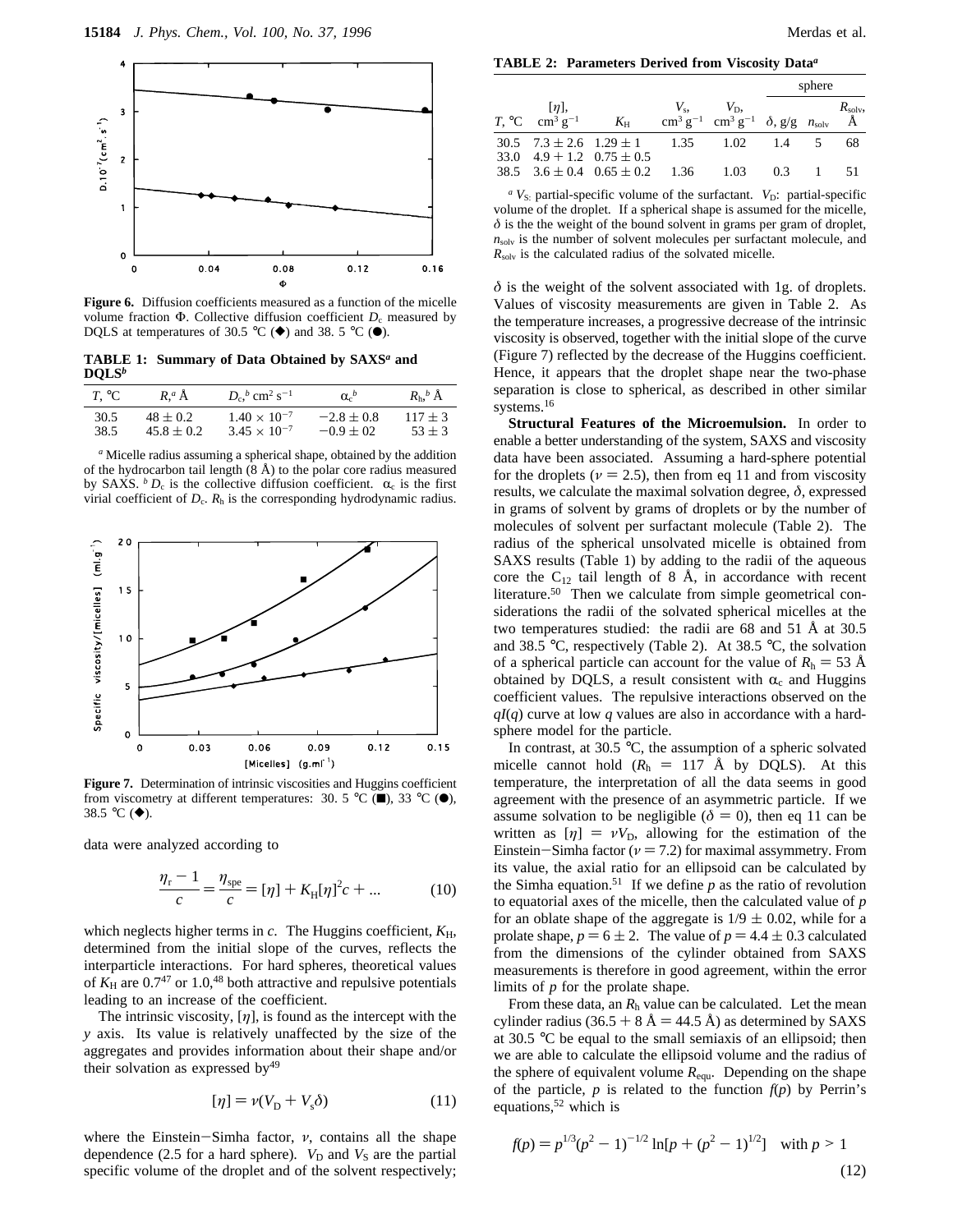**Figure 6.** Diffusion coefficients measured as a function of the micelle volume fraction Φ. Collective diffusion coefficient $D_c$ measured by DQLS at temperatures of 30.5 °C (◆) and 38. 5 °C (●).

**TABLE 1: Summary of Data Obtained by SAXS[a] and DQLS[b]**

| $T$, °C | $R$,[a] Å | $D_c$,[b] cm² s⁻¹ | $\alpha_c$[b] | $R_h$,[b] Å |
|---|---|---|---|---|
| 30.5 | 48 ± 0.2 | $1.40 \times 10^{-7}$ | −2.8 ± 0.8 | 117 ± 3 |
| 38.5 | 45.8 ± 0.2 | $3.45 \times 10^{-7}$ | −0.9 ± 02 | 53 ± 3 |

[a] Micelle radius assuming a spherical shape, obtained by the addition of the hydrocarbon tail length (8 Å) to the polar core radius measured by SAXS. [b] $D_c$ is the collective diffusion coefficient. $\alpha_c$ is the first virial coefficient of $D_c$. $R_h$ is the corresponding hydrodynamic radius.

**Figure 7.** Determination of intrinsic viscosities and Huggins coefficient from viscometry at different temperatures: 30. 5 °C (■), 33 °C (●), 38.5 °C (◆).

data were analyzed according to

$$\frac{\eta_r - 1}{c} = \frac{\eta_{spe}}{c} = [\eta] + K_H[\eta]^2 c + ... \qquad (10)$$

which neglects higher terms in $c$. The Huggins coefficient, $K_H$, determined from the initial slope of the curves, reflects the interparticle interactions. For hard spheres, theoretical values of $K_H$ are 0.7[47] or 1.0,[48] both attractive and repulsive potentials leading to an increase of the coefficient.

The intrinsic viscosity, $[\eta]$, is found as the intercept with the $y$ axis. Its value is relatively unaffected by the size of the aggregates and provides information about their shape and/or their solvation as expressed by[49]

$$[\eta] = \nu(V_D + V_s\delta) \qquad (11)$$

where the Einstein−Simha factor, $\nu$, contains all the shape dependence (2.5 for a hard sphere). $V_D$ and $V_S$ are the partial specific volume of the droplet and of the solvent respectively;

**TABLE 2: Parameters Derived from Viscosity Data[a]**

| | | | | | sphere | | |
|---|---|---|---|---|---|---|---|
| $T$, °C | $[\eta]$, cm³ g⁻¹ | $K_H$ | $V_s$, cm³ g⁻¹ | $V_D$, cm³ g⁻¹ | $\delta$, g/g | $n_{solv}$ | $R_{solv}$, Å |
| 30.5 | 7.3 ± 2.6 | 1.29 ± 1 | 1.35 | 1.02 | 1.4 | 5 | 68 |
| 33.0 | 4.9 + 1.2 | 0.75 ± 0.5 | | | | | |
| 38.5 | 3.6 ± 0.4 | 0.65 ± 0.2 | 1.36 | 1.03 | 0.3 | 1 | 51 |

[a] $V_S$: partial-specific volume of the surfactant. $V_D$: partial-specific volume of the droplet. If a spherical shape is assumed for the micelle, $\delta$ is the the weight of the bound solvent in grams per gram of droplet, $n_{solv}$ is the number of solvent molecules per surfactant molecule, and $R_{solv}$ is the calculated radius of the solvated micelle.

$\delta$ is the weight of the solvent associated with 1g. of droplets. Values of viscosity measurements are given in Table 2. As the temperature increases, a progressive decrease of the intrinsic viscosity is observed, together with the initial slope of the curve (Figure 7) reflected by the decrease of the Huggins coefficient. Hence, it appears that the droplet shape near the two-phase separation is close to spherical, as described in other similar systems.[16]

**Structural Features of the Microemulsion.** In order to enable a better understanding of the system, SAXS and viscosity data have been associated. Assuming a hard-sphere potential for the droplets ($\nu = 2.5$), then from eq 11 and from viscosity results, we calculate the maximal solvation degree, $\delta$, expressed in grams of solvent by grams of droplets or by the number of molecules of solvent per surfactant molecule (Table 2). The radius of the spherical unsolvated micelle is obtained from SAXS results (Table 1) by adding to the radii of the aqueous core the $C_{12}$ tail length of 8 Å, in accordance with recent literature.[50] Then we calculate from simple geometrical considerations the radii of the solvated spherical micelles at the two temperatures studied: the radii are 68 and 51 Å at 30.5 and 38.5 °C, respectively (Table 2). At 38.5 °C, the solvation of a spherical particle can account for the value of $R_h = 53$ Å obtained by DQLS, a result consistent with $\alpha_c$ and Huggins coefficient values. The repulsive interactions observed on the $qI(q)$ curve at low $q$ values are also in accordance with a hard-sphere model for the particle.

In contrast, at 30.5 °C, the assumption of a spheric solvated micelle cannot hold ($R_h = 117$ Å by DQLS). At this temperature, the interpretation of all the data seems in good agreement with the presence of an asymmetric particle. If we assume solvation to be negligible ($\delta = 0$), then eq 11 can be written as $[\eta] = \nu V_D$, allowing for the estimation of the Einstein−Simha factor ($\nu = 7.2$) for maximal assymmetry. From its value, the axial ratio for an ellipsoid can be calculated by the Simha equation.[51] If we define $p$ as the ratio of revolution to equatorial axes of the micelle, then the calculated value of $p$ for an oblate shape of the aggregate is 1/9 ± 0.02, while for a prolate shape, $p = 6 \pm 2$. The value of $p = 4.4 \pm 0.3$ calculated from the dimensions of the cylinder obtained from SAXS measurements is therefore in good agreement, within the error limits of $p$ for the prolate shape.

From these data, an $R_h$ value can be calculated. Let the mean cylinder radius (36.5 + 8 Å = 44.5 Å) as determined by SAXS at 30.5 °C be equal to the small semiaxis of an ellipsoid; then we are able to calculate the ellipsoid volume and the radius of the sphere of equivalent volume $R_{equ}$. Depending on the shape of the particle, $p$ is related to the function $f(p)$ by Perrin's equations,[52] which is

$$f(p) = p^{1/3}(p^2 - 1)^{-1/2} \ln[p + (p^2 - 1)^{1/2}] \quad \text{with } p > 1 \qquad (12)$$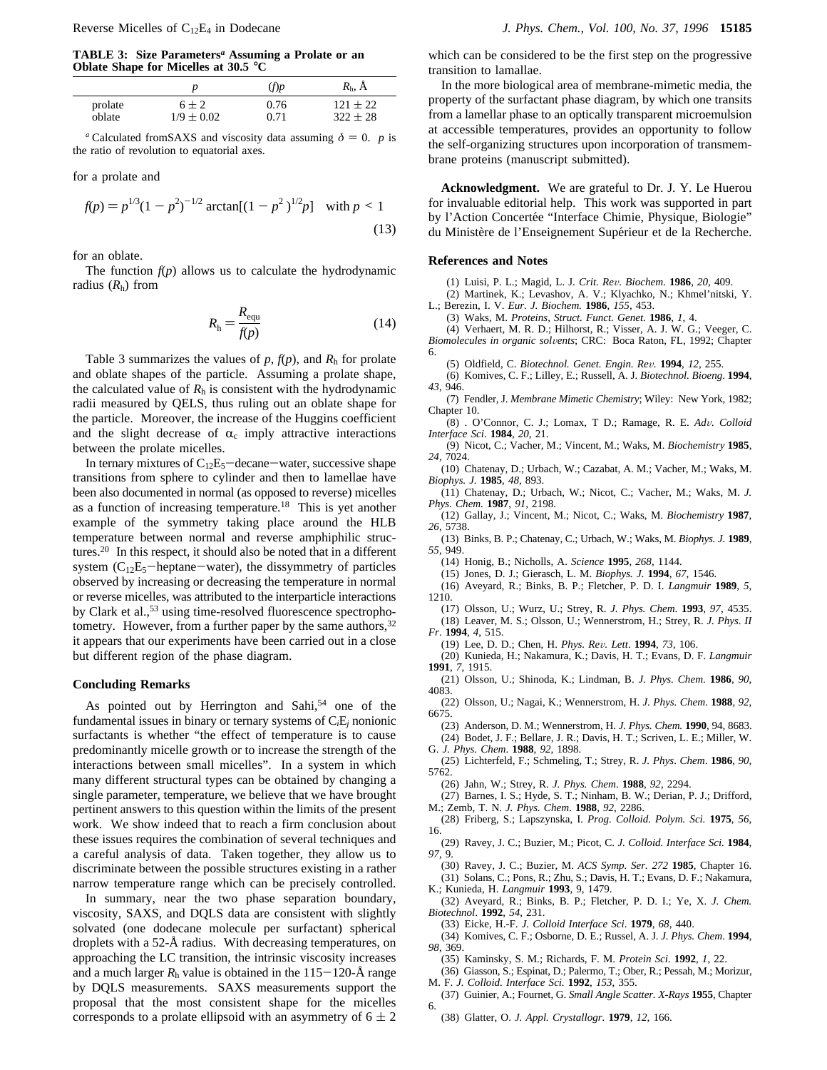**TABLE 3: Size Parameters[a] Assuming a Prolate or an Oblate Shape for Micelles at 30.5 °C**

| | $p$ | $(f)p$ | $R_h$, Å |
|---|---|---|---|
| prolate | $6 \pm 2$ | 0.76 | $121 \pm 22$ |
| oblate | $1/9 \pm 0.02$ | 0.71 | $322 \pm 28$ |

[a] Calculated fromSAXS and viscosity data assuming $\delta = 0$. $p$ is the ratio of revolution to equatorial axes.

for a prolate and

$$f(p) = p^{1/3}(1 - p^2)^{-1/2} \arctan[(1 - p^2)^{1/2}p] \quad \text{with } p < 1 \tag{13}$$

for an oblate.

The function $f(p)$ allows us to calculate the hydrodynamic radius ($R_h$) from

$$R_h = \frac{R_{equ}}{f(p)} \tag{14}$$

Table 3 summarizes the values of $p$, $f(p)$, and $R_h$ for prolate and oblate shapes of the particle. Assuming a prolate shape, the calculated value of $R_h$ is consistent with the hydrodynamic radii measured by QELS, thus ruling out an oblate shape for the particle. Moreover, the increase of the Huggins coefficient and the slight decrease of $\alpha_c$ imply attractive interactions between the prolate micelles.

In ternary mixtures of $C_{12}E_5$–decane–water, successive shape transitions from sphere to cylinder and then to lamellae have been also documented in normal (as opposed to reverse) micelles as a function of increasing temperature.[18] This is yet another example of the symmetry taking place around the HLB temperature between normal and reverse amphiphilic structures.[20] In this respect, it should also be noted that in a different system ($C_{12}E_5$–heptane–water), the dissymmetry of particles observed by increasing or decreasing the temperature in normal or reverse micelles, was attributed to the interparticle interactions by Clark et al.,[53] using time-resolved fluorescence spectrophotometry. However, from a further paper by the same authors,[32] it appears that our experiments have been carried out in a close but different region of the phase diagram.

## Concluding Remarks

As pointed out by Herrington and Sahi,[54] one of the fundamental issues in binary or ternary systems of $C_iE_j$ nonionic surfactants is whether "the effect of temperature is to cause predominantly micelle growth or to increase the strength of the interactions between small micelles". In a system in which many different structural types can be obtained by changing a single parameter, temperature, we believe that we have brought pertinent answers to this question within the limits of the present work. We show indeed that to reach a firm conclusion about these issues requires the combination of several techniques and a careful analysis of data. Taken together, they allow us to discriminate between the possible structures existing in a rather narrow temperature range which can be precisely controlled.

In summary, near the two phase separation boundary, viscosity, SAXS, and DQLS data are consistent with slightly solvated (one dodecane molecule per surfactant) spherical droplets with a 52-Å radius. With decreasing temperatures, on approaching the LC transition, the intrinsic viscosity increases and a much larger $R_h$ value is obtained in the 115–120-Å range by DQLS measurements. SAXS measurements support the proposal that the most consistent shape for the micelles corresponds to a prolate ellipsoid with an asymmetry of $6 \pm 2$ which can be considered to be the first step on the progressive transition to lamallae.

In the more biological area of membrane-mimetic media, the property of the surfactant phase diagram, by which one transits from a lamellar phase to an optically transparent microemulsion at accessible temperatures, provides an opportunity to follow the self-organizing structures upon incorporation of transmembrane proteins (manuscript submitted).

**Acknowledgment.** We are grateful to Dr. J. Y. Le Huerou for invaluable editorial help. This work was supported in part by l'Action Concertée "Interface Chimie, Physique, Biologie" du Ministère de l'Enseignement Supérieur et de la Recherche.

## References and Notes

(1) Luisi, P. L.; Magid, L. J. *Crit. Rev. Biochem.* **1986**, *20*, 409.
(2) Martinek, K.; Levashov, A. V.; Klyachko, N.; Khmel'nitski, Y. L.; Berezin, I. V. *Eur. J. Biochem.* **1986**, *155*, 453.
(3) Waks, M. *Proteins, Struct. Funct. Genet.* **1986**, *1*, 4.
(4) Verhaert, M. R. D.; Hilhorst, R.; Visser, A. J. W. G.; Veeger, C. *Biomolecules in organic solvents*; CRC: Boca Raton, FL, 1992; Chapter 6.
(5) Oldfield, C. *Biotechnol. Genet. Engin. Rev.* **1994**, *12*, 255.
(6) Komives, C. F.; Lilley, E.; Russell, A. J. *Biotechnol. Bioeng.* **1994**, *43*, 946.
(7) Fendler, J. *Membrane Mimetic Chemistry*; Wiley: New York, 1982; Chapter 10.
(8) . O'Connor, C. J.; Lomax, T D.; Ramage, R. E. *Adv. Colloid Interface Sci.* **1984**, *20*, 21.
(9) Nicot, C.; Vacher, M.; Vincent, M.; Waks, M. *Biochemistry* **1985**, *24*, 7024.
(10) Chatenay, D.; Urbach, W.; Cazabat, A. M.; Vacher, M.; Waks, M. *Biophys. J.* **1985**, *48*, 893.
(11) Chatenay, D.; Urbach, W.; Nicot, C.; Vacher, M.; Waks, M. *J. Phys. Chem.* **1987**, *91*, 2198.
(12) Gallay, J.; Vincent, M.; Nicot, C.; Waks, M. *Biochemistry* **1987**, *26*, 5738.
(13) Binks, B. P.; Chatenay, C.; Urbach, W.; Waks, M. *Biophys. J.* **1989**, *55*, 949.
(14) Honig, B.; Nicholls, A. *Science* **1995**, *268*, 1144.
(15) Jones, D. J.; Gierasch, L. M. *Biophys. J.* **1994**, *67*, 1546.
(16) Aveyard, R.; Binks, B. P.; Fletcher, P. D. I. *Langmuir* **1989**, *5*, 1210.
(17) Olsson, U.; Wurz, U.; Strey, R. *J. Phys. Chem.* **1993**, *97*, 4535.
(18) Leaver, M. S.; Olsson, U.; Wennerstrom, H.; Strey, R. *J. Phys. II Fr.* **1994**, *4*, 515.
(19) Lee, D. D.; Chen, H. *Phys. Rev. Lett.* **1994**, *73*, 106.
(20) Kunieda, H.; Nakamura, K.; Davis, H. T.; Evans, D. F. *Langmuir* **1991**, *7*, 1915.
(21) Olsson, U.; Shinoda, K.; Lindman, B. *J. Phys. Chem.* **1986**, *90*, 4083.
(22) Olsson, U.; Nagai, K.; Wennerstrom, H. *J. Phys. Chem.* **1988**, *92*, 6675.
(23) Anderson, D. M.; Wennerstrom, H. *J. Phys. Chem.* **1990**, 94, 8683.
(24) Bodet, J. F.; Bellare, J. R.; Davis, H. T.; Scriven, L. E.; Miller, W. G. *J. Phys. Chem.* **1988**, *92*, 1898.
(25) Lichterfeld, F.; Schmeling, T.; Strey, R. *J. Phys. Chem.* **1986**, *90*, 5762.
(26) Jahn, W.; Strey, R. *J. Phys. Chem.* **1988**, *92*, 2294.
(27) Barnes, I. S.; Hyde, S. T.; Ninham, B. W.; Derian, P. J.; Drifford, M.; Zemb, T. N. *J. Phys. Chem.* **1988**, *92*, 2286.
(28) Friberg, S.; Lapszynska, I. *Prog. Colloid. Polym. Sci.* **1975**, *56*, 16.
(29) Ravey, J. C.; Buzier, M.; Picot, C. *J. Colloid. Interface Sci.* **1984**, *97*, 9.
(30) Ravey, J. C.; Buzier, M. *ACS Symp. Ser. 272* **1985**, Chapter 16.
(31) Solans, C.; Pons, R.; Zhu, S.; Davis, H. T.; Evans, D. F.; Nakamura, K.; Kunieda, H. *Langmuir* **1993**, *9*, 1479.
(32) Aveyard, R.; Binks, B. P.; Fletcher, P. D. I.; Ye, X. *J. Chem. Biotechnol.* **1992**, *54*, 231.
(33) Eicke, H.-F. *J. Colloid Interface Sci.* **1979**, *68*, 440.
(34) Komives, C. F.; Osborne, D. E.; Russel, A. J. *J. Phys. Chem.* **1994**, *98*, 369.
(35) Kaminsky, S. M.; Richards, F. M. *Protein Sci.* **1992**, *1*, 22.
(36) Giasson, S.; Espinat, D.; Palermo, T.; Ober, R.; Pessah, M.; Morizur, M. F. *J. Colloid. Interface Sci.* **1992**, *153*, 355.
(37) Guinier, A.; Fournet, G. *Small Angle Scatter. X-Rays* **1955**, Chapter 6.
(38) Glatter, O. *J. Appl. Crystallogr.* **1979**, *12*, 166.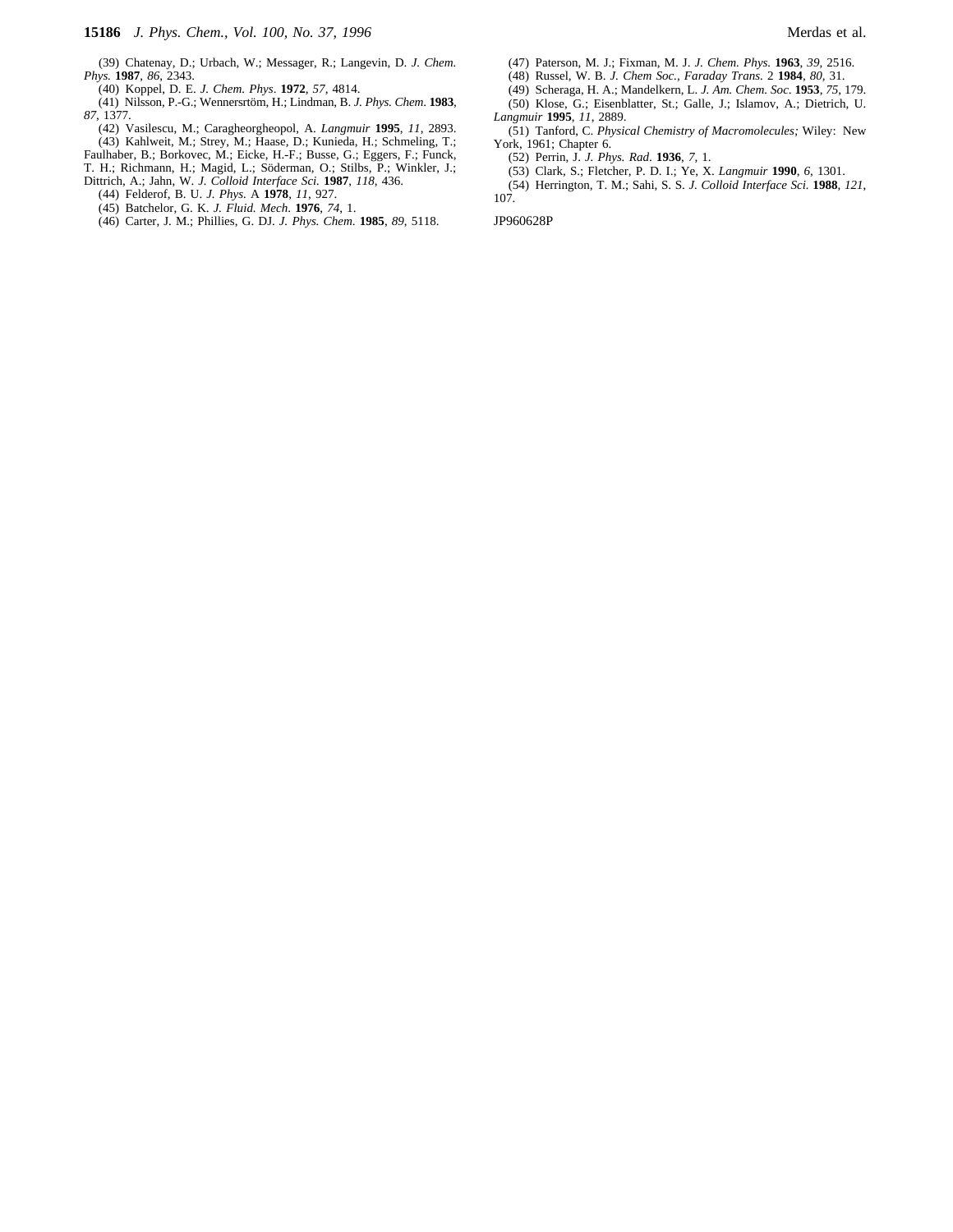(39) Chatenay, D.; Urbach, W.; Messager, R.; Langevin, D. *J. Chem. Phys.* **1987**, *86*, 2343.

(40) Koppel, D. E. *J. Chem. Phys*. **1972**, *57*, 4814.

(41) Nilsson, P.-G.; Wennersrtöm, H.; Lindman, B. *J. Phys. Chem*. **1983**, *87*, 1377.

(42) Vasilescu, M.; Caragheorgheopol, A. *Langmuir* **1995**, *11*, 2893.

(43) Kahlweit, M.; Strey, M.; Haase, D.; Kunieda, H.; Schmeling, T.; Faulhaber, B.; Borkovec, M.; Eicke, H.-F.; Busse, G.; Eggers, F.; Funck, T. H.; Richmann, H.; Magid, L.; Söderman, O.; Stilbs, P.; Winkler, J.; Dittrich, A.; Jahn, W. *J. Colloid Interface Sci.* **1987**, *118*, 436.

(44) Felderof, B. U. *J. Phys.* A **1978**, *11*, 927.

(45) Batchelor, G. K. *J. Fluid. Mech.* **1976**, *74*, 1.

(46) Carter, J. M.; Phillies, G. DJ. *J. Phys. Chem.* **1985**, *89*, 5118.

(47) Paterson, M. J.; Fixman, M. J. *J. Chem. Phys.* **1963**, *39*, 2516.

(48) Russel, W. B. *J. Chem Soc., Faraday Trans.* 2 **1984**, *80*, 31.

(49) Scheraga, H. A.; Mandelkern, L. *J. Am. Chem. Soc.* **1953**, *75*, 179.

(50) Klose, G.; Eisenblatter, St.; Galle, J.; Islamov, A.; Dietrich, U. *Langmuir* **1995**, *11*, 2889.

(51) Tanford, C. *Physical Chemistry of Macromolecules;* Wiley: New York, 1961; Chapter 6.

(52) Perrin, J. *J. Phys. Rad.* **1936**, *7*, 1.

(53) Clark, S.; Fletcher, P. D. I.; Ye, X. *Langmuir* **1990**, *6*, 1301.

(54) Herrington, T. M.; Sahi, S. S. *J. Colloid Interface Sci.* **1988**, *121*, 107.

JP960628P